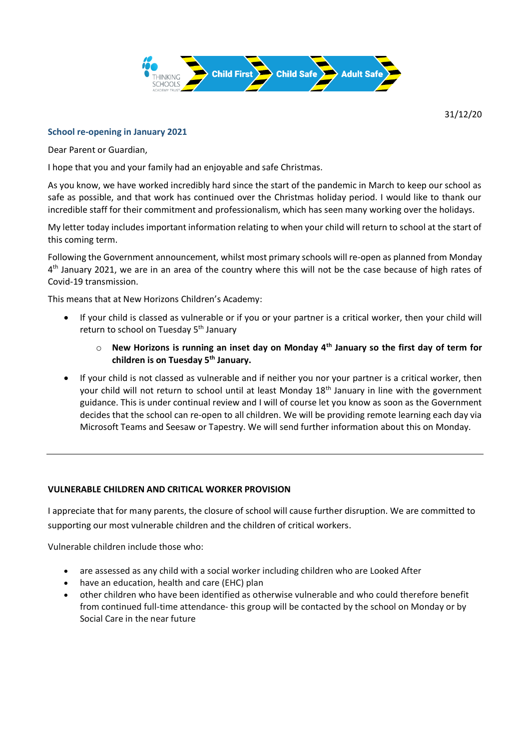Child First Child Safe Adult Safe

31/12/20

## School re-opening in January 2021

Dear Parent or Guardian,

I hope that you and your family had an enjoyable and safe Christmas.

As you know, we have worked incredibly hard since the start of the pandemic in March to keep our school as safe as possible, and that work has continued over the Christmas holiday period. I would like to thank our incredible staff for their commitment and professionalism, which has seen many working over the holidays.

My letter today includes important information relating to when your child will return to school at the start of this coming term.

Following the Government announcement, whilst most primary schools will re-open as planned from Monday 4th January 2021, we are in an area of the country where this will not be the case because of high rates of Covid-19 transmission.

This means that at New Horizons Children's Academy:

- If your child is classed as vulnerable or if you or your partner is a critical worker, then your child will return to school on Tuesday 5th January
    - **New Horizons is running an inset day on Monday 4th January so the first day of term for children is on Tuesday 5th January.**
- If your child is not classed as vulnerable and if neither you nor your partner is a critical worker, then your child will not return to school until at least Monday 18th January in line with the government guidance. This is under continual review and I will of course let you know as soon as the Government decides that the school can re-open to all children. We will be providing remote learning each day via Microsoft Teams and Seesaw or Tapestry. We will send further information about this on Monday.

---

### VULNERABLE CHILDREN AND CRITICAL WORKER PROVISION

I appreciate that for many parents, the closure of school will cause further disruption. We are committed to supporting our most vulnerable children and the children of critical workers.

Vulnerable children include those who:

- are assessed as any child with a social worker including children who are Looked After
- have an education, health and care (EHC) plan
- other children who have been identified as otherwise vulnerable and who could therefore benefit from continued full-time attendance- this group will be contacted by the school on Monday or by Social Care in the near future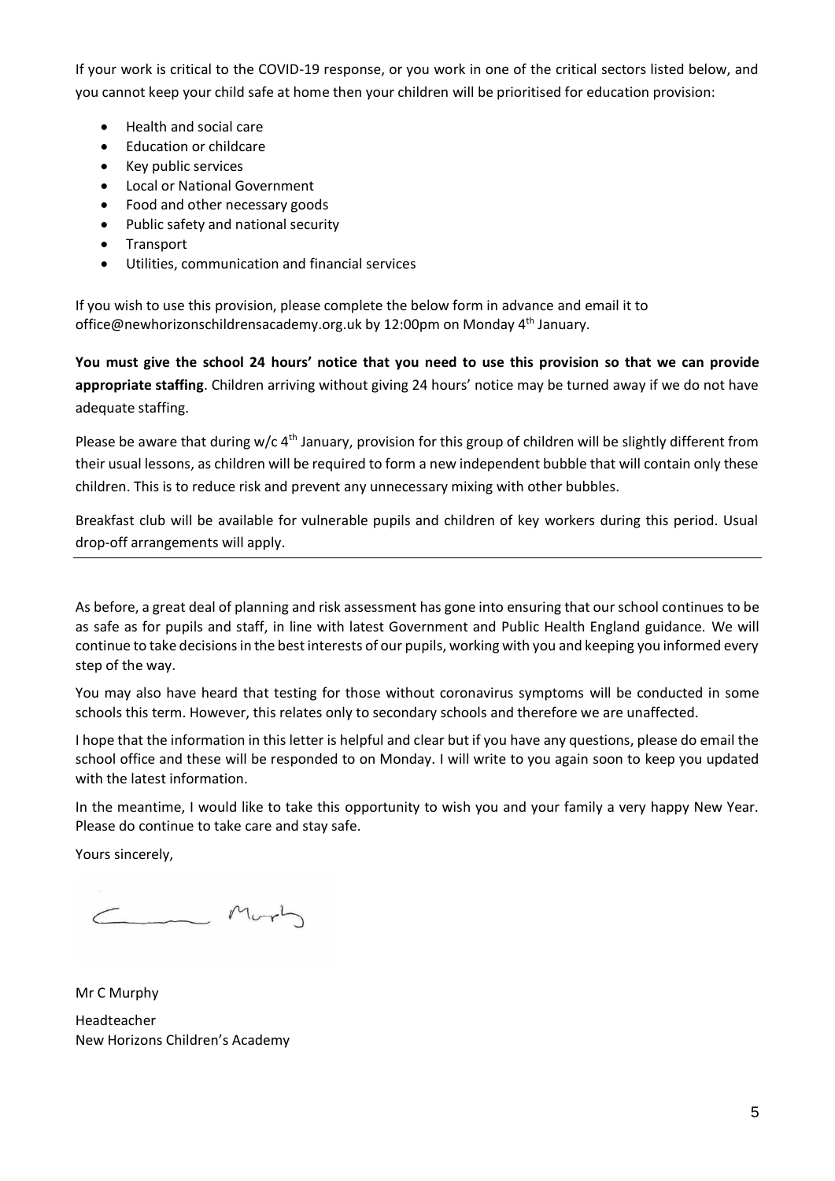If your work is critical to the COVID-19 response, or you work in one of the critical sectors listed below, and you cannot keep your child safe at home then your children will be prioritised for education provision:

- Health and social care
- Education or childcare
- Key public services
- Local or National Government
- Food and other necessary goods
- Public safety and national security
- Transport
- Utilities, communication and financial services

If you wish to use this provision, please complete the below form in advance and email it to office@newhorizonschildrensacademy.org.uk by 12:00pm on Monday 4th January.

**You must give the school 24 hours' notice that you need to use this provision so that we can provide appropriate staffing**. Children arriving without giving 24 hours' notice may be turned away if we do not have adequate staffing.

Please be aware that during w/c 4th January, provision for this group of children will be slightly different from their usual lessons, as children will be required to form a new independent bubble that will contain only these children. This is to reduce risk and prevent any unnecessary mixing with other bubbles.

Breakfast club will be available for vulnerable pupils and children of key workers during this period. Usual drop-off arrangements will apply.

---

As before, a great deal of planning and risk assessment has gone into ensuring that our school continues to be as safe as for pupils and staff, in line with latest Government and Public Health England guidance. We will continue to take decisions in the best interests of our pupils, working with you and keeping you informed every step of the way.

You may also have heard that testing for those without coronavirus symptoms will be conducted in some schools this term. However, this relates only to secondary schools and therefore we are unaffected.

I hope that the information in this letter is helpful and clear but if you have any questions, please do email the school office and these will be responded to on Monday. I will write to you again soon to keep you updated with the latest information.

In the meantime, I would like to take this opportunity to wish you and your family a very happy New Year. Please do continue to take care and stay safe.

Yours sincerely,

Mr C Murphy

Headteacher
New Horizons Children's Academy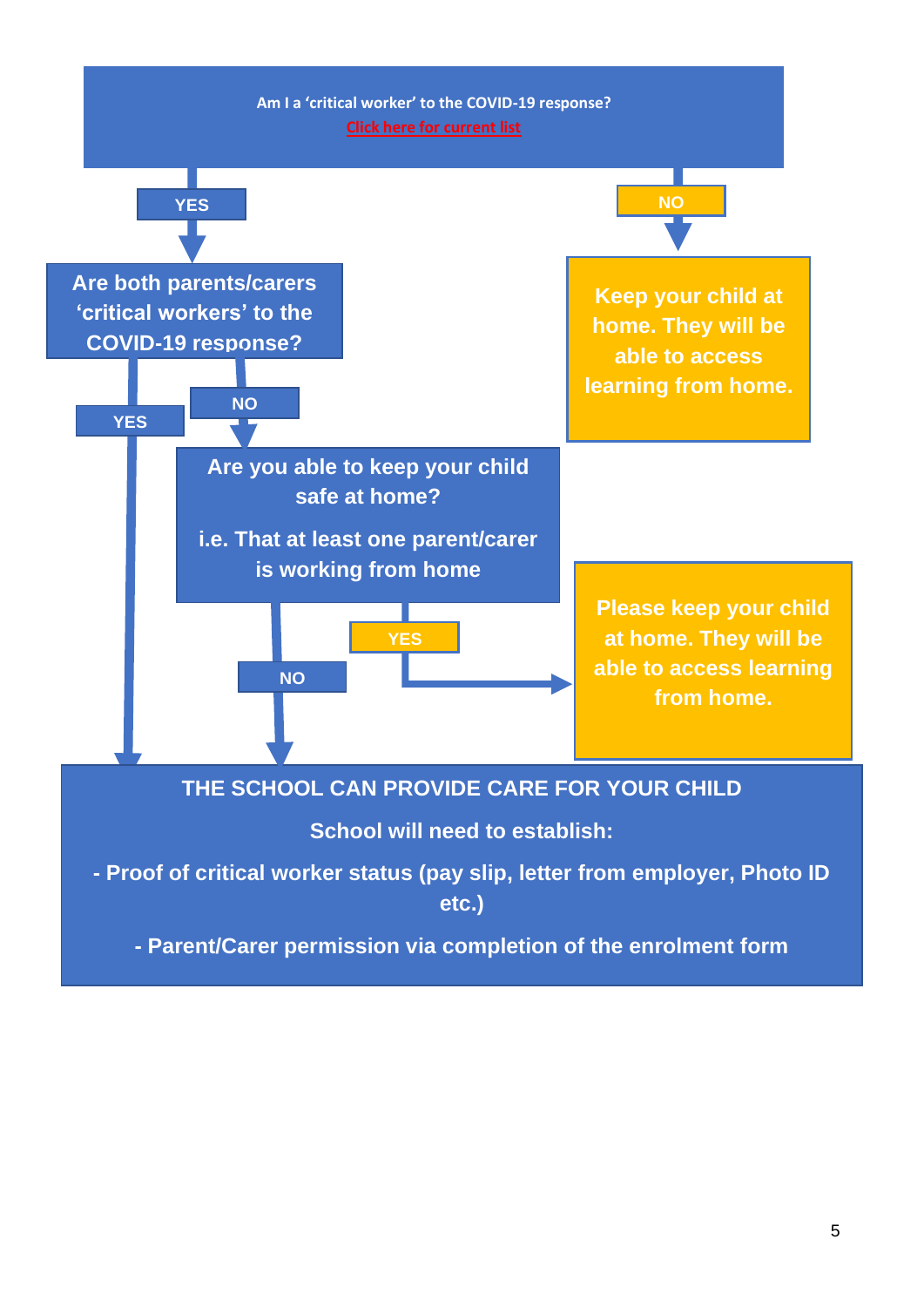**Am I a 'critical worker' to the COVID-19 response?**

Click here for current list

**YES** → **Are both parents/carers 'critical workers' to the COVID-19 response?**

- **YES** → THE SCHOOL CAN PROVIDE CARE FOR YOUR CHILD
- **NO** → **Are you able to keep your child safe at home?**

  **i.e. That at least one parent/carer is working from home**

  - **YES** → **Please keep your child at home. They will be able to access learning from home.**
  - **NO** → THE SCHOOL CAN PROVIDE CARE FOR YOUR CHILD

**NO** → **Keep your child at home. They will be able to access learning from home.**

**THE SCHOOL CAN PROVIDE CARE FOR YOUR CHILD**

**School will need to establish:**

- **Proof of critical worker status (pay slip, letter from employer, Photo ID etc.)**
- **Parent/Carer permission via completion of the enrolment form**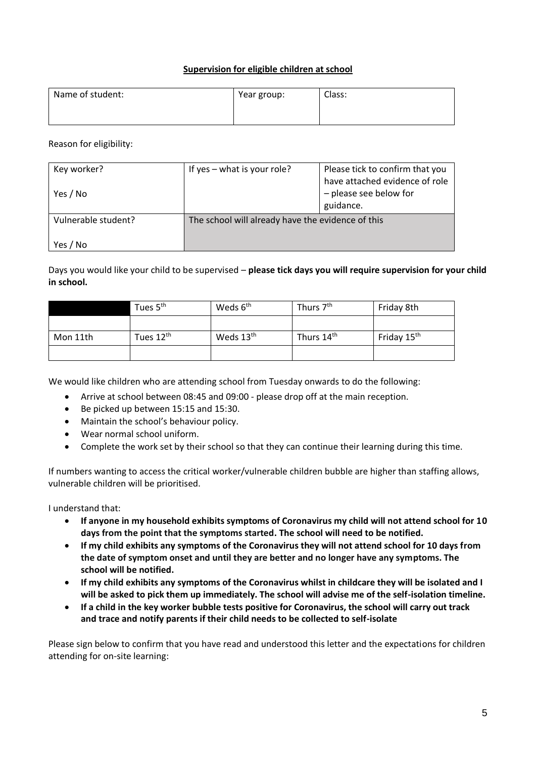**Supervision for eligible children at school**

| Name of student: | Year group: | Class: |
| --- | --- | --- |
| | | |

Reason for eligibility:

| Key worker?<br><br>Yes / No | If yes – what is your role? | Please tick to confirm that you have attached evidence of role – please see below for guidance. |
| --- | --- | --- |
| Vulnerable student?<br><br>Yes / No | The school will already have the evidence of this | |

Days you would like your child to be supervised – **please tick days you will require supervision for your child in school.**

| | Tues 5th | Weds 6th | Thurs 7th | Friday 8th |
| --- | --- | --- | --- | --- |
| | | | | |
| Mon 11th | Tues 12th | Weds 13th | Thurs 14th | Friday 15th |
| | | | | |

We would like children who are attending school from Tuesday onwards to do the following:

- Arrive at school between 08:45 and 09:00 - please drop off at the main reception.
- Be picked up between 15:15 and 15:30.
- Maintain the school's behaviour policy.
- Wear normal school uniform.
- Complete the work set by their school so that they can continue their learning during this time.

If numbers wanting to access the critical worker/vulnerable children bubble are higher than staffing allows, vulnerable children will be prioritised.

I understand that:

- **If anyone in my household exhibits symptoms of Coronavirus my child will not attend school for 10 days from the point that the symptoms started. The school will need to be notified.**
- **If my child exhibits any symptoms of the Coronavirus they will not attend school for 10 days from the date of symptom onset and until they are better and no longer have any symptoms. The school will be notified.**
- **If my child exhibits any symptoms of the Coronavirus whilst in childcare they will be isolated and I will be asked to pick them up immediately. The school will advise me of the self-isolation timeline.**
- **If a child in the key worker bubble tests positive for Coronavirus, the school will carry out track and trace and notify parents if their child needs to be collected to self-isolate**

Please sign below to confirm that you have read and understood this letter and the expectations for children attending for on-site learning: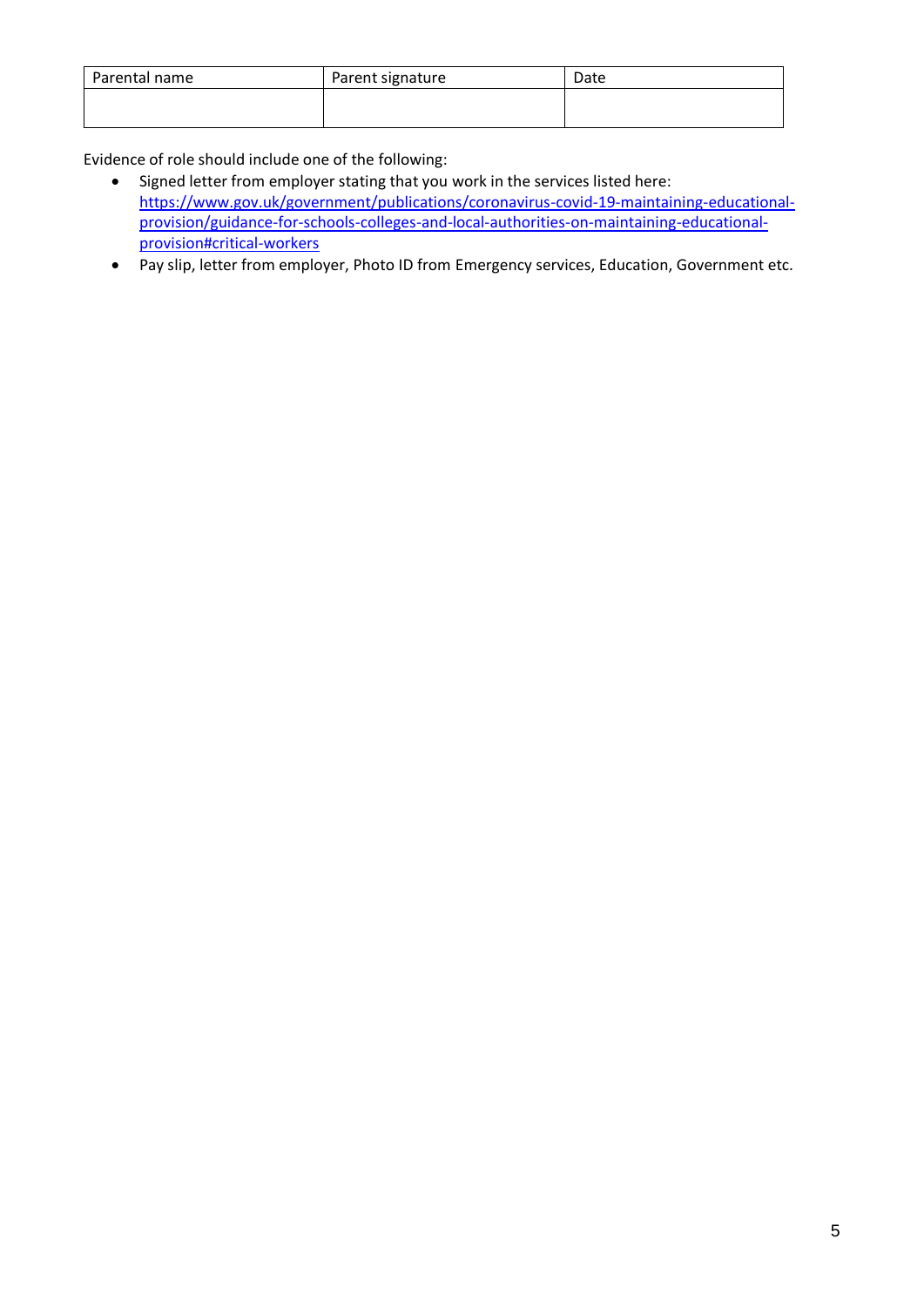| Parental name | Parent signature | Date |
|---|---|---|
| | | |

Evidence of role should include one of the following:

- Signed letter from employer stating that you work in the services listed here: https://www.gov.uk/government/publications/coronavirus-covid-19-maintaining-educational-provision/guidance-for-schools-colleges-and-local-authorities-on-maintaining-educational-provision#critical-workers
- Pay slip, letter from employer, Photo ID from Emergency services, Education, Government etc.